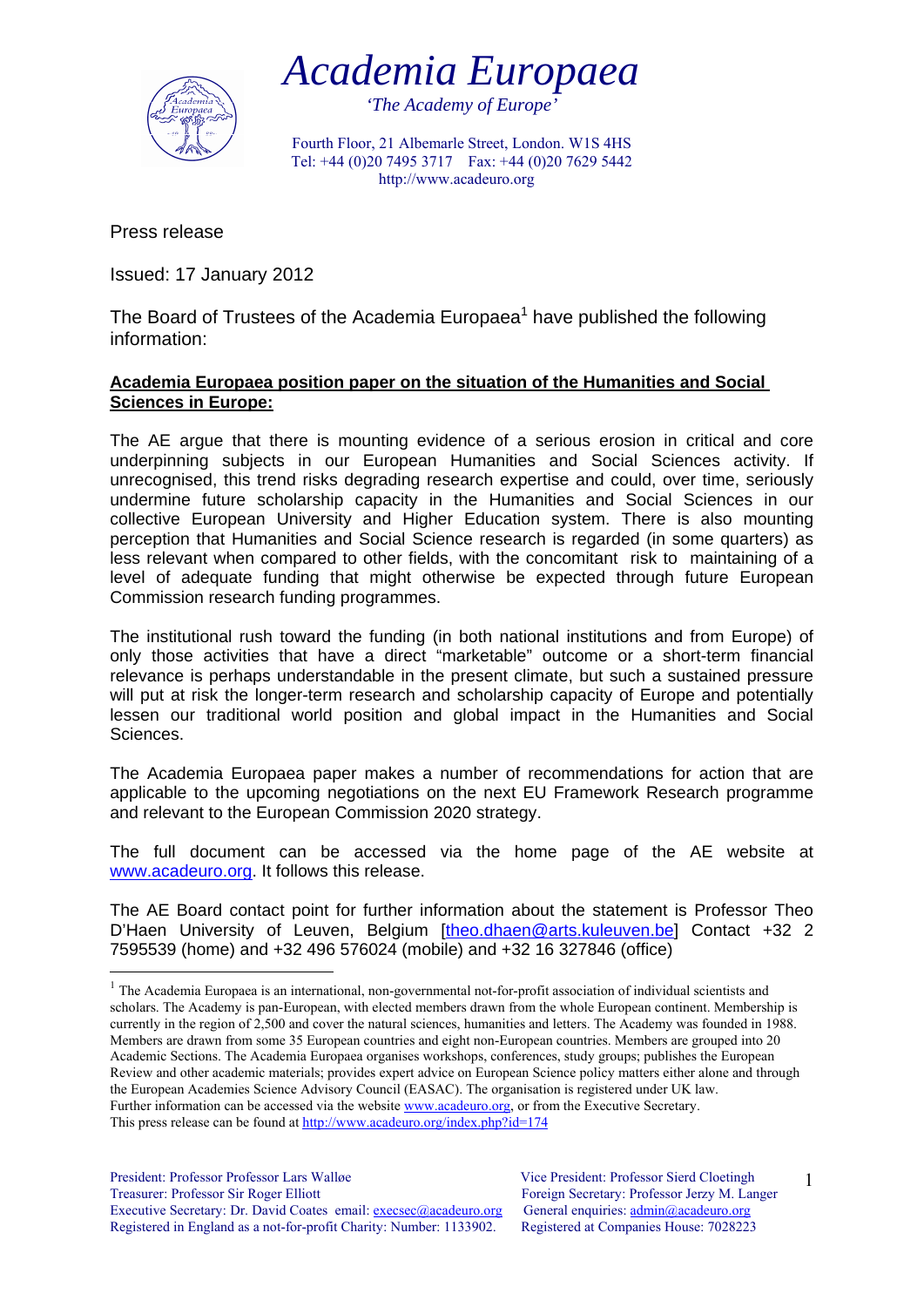# Academia Europaea

*'The Academy of Europe'*

Fourth Floor, 21 Albemarle Street, London. W1S 4HS
Tel: +44 (0)20 7495 3717 Fax: +44 (0)20 7629 5442
http://www.acadeuro.org

Press release

Issued: 17 January 2012

The Board of Trustees of the Academia Europaea[1] have published the following information:

**Academia Europaea position paper on the situation of the Humanities and Social Sciences in Europe:**

The AE argue that there is mounting evidence of a serious erosion in critical and core underpinning subjects in our European Humanities and Social Sciences activity. If unrecognised, this trend risks degrading research expertise and could, over time, seriously undermine future scholarship capacity in the Humanities and Social Sciences in our collective European University and Higher Education system. There is also mounting perception that Humanities and Social Science research is regarded (in some quarters) as less relevant when compared to other fields, with the concomitant risk to maintaining of a level of adequate funding that might otherwise be expected through future European Commission research funding programmes.

The institutional rush toward the funding (in both national institutions and from Europe) of only those activities that have a direct "marketable" outcome or a short-term financial relevance is perhaps understandable in the present climate, but such a sustained pressure will put at risk the longer-term research and scholarship capacity of Europe and potentially lessen our traditional world position and global impact in the Humanities and Social Sciences.

The Academia Europaea paper makes a number of recommendations for action that are applicable to the upcoming negotiations on the next EU Framework Research programme and relevant to the European Commission 2020 strategy.

The full document can be accessed via the home page of the AE website at www.acadeuro.org. It follows this release.

The AE Board contact point for further information about the statement is Professor Theo D'Haen University of Leuven, Belgium [theo.dhaen@arts.kuleuven.be] Contact +32 2 7595539 (home) and +32 496 576024 (mobile) and +32 16 327846 (office)

---

[1] The Academia Europaea is an international, non-governmental not-for-profit association of individual scientists and scholars. The Academy is pan-European, with elected members drawn from the whole European continent. Membership is currently in the region of 2,500 and cover the natural sciences, humanities and letters. The Academy was founded in 1988. Members are drawn from some 35 European countries and eight non-European countries. Members are grouped into 20 Academic Sections. The Academia Europaea organises workshops, conferences, study groups; publishes the European Review and other academic materials; provides expert advice on European Science policy matters either alone and through the European Academies Science Advisory Council (EASAC). The organisation is registered under UK law.
Further information can be accessed via the website www.acadeuro.org, or from the Executive Secretary.
This press release can be found at http://www.acadeuro.org/index.php?id=174

President: Professor Professor Lars Walløe
Treasurer: Professor Sir Roger Elliott
Executive Secretary: Dr. David Coates email: execsec@acadeuro.org
Registered in England as a not-for-profit Charity: Number: 1133902.

Vice President: Professor Sierd Cloetingh
Foreign Secretary: Professor Jerzy M. Langer
General enquiries: admin@acadeuro.org
Registered at Companies House: 7028223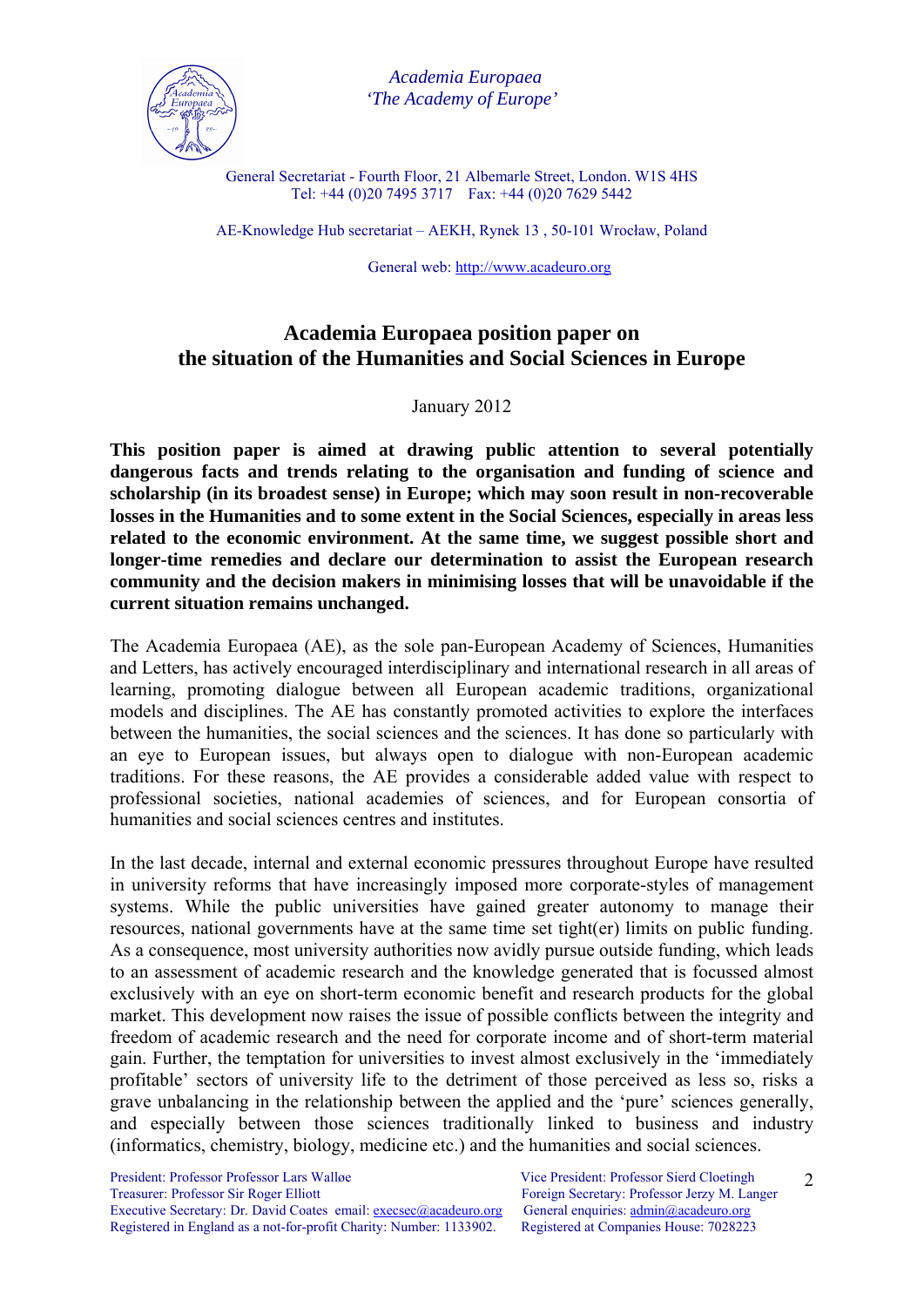Academia Europaea
'The Academy of Europe'

General Secretariat - Fourth Floor, 21 Albemarle Street, London. W1S 4HS
Tel: +44 (0)20 7495 3717  Fax: +44 (0)20 7629 5442

AE-Knowledge Hub secretariat – AEKH, Rynek 13 , 50-101 Wrocław, Poland

General web: http://www.acadeuro.org

# Academia Europaea position paper on the situation of the Humanities and Social Sciences in Europe

January 2012

**This position paper is aimed at drawing public attention to several potentially dangerous facts and trends relating to the organisation and funding of science and scholarship (in its broadest sense) in Europe; which may soon result in non-recoverable losses in the Humanities and to some extent in the Social Sciences, especially in areas less related to the economic environment. At the same time, we suggest possible short and longer-time remedies and declare our determination to assist the European research community and the decision makers in minimising losses that will be unavoidable if the current situation remains unchanged.**

The Academia Europaea (AE), as the sole pan-European Academy of Sciences, Humanities and Letters, has actively encouraged interdisciplinary and international research in all areas of learning, promoting dialogue between all European academic traditions, organizational models and disciplines. The AE has constantly promoted activities to explore the interfaces between the humanities, the social sciences and the sciences. It has done so particularly with an eye to European issues, but always open to dialogue with non-European academic traditions. For these reasons, the AE provides a considerable added value with respect to professional societies, national academies of sciences, and for European consortia of humanities and social sciences centres and institutes.

In the last decade, internal and external economic pressures throughout Europe have resulted in university reforms that have increasingly imposed more corporate-styles of management systems. While the public universities have gained greater autonomy to manage their resources, national governments have at the same time set tight(er) limits on public funding. As a consequence, most university authorities now avidly pursue outside funding, which leads to an assessment of academic research and the knowledge generated that is focussed almost exclusively with an eye on short-term economic benefit and research products for the global market. This development now raises the issue of possible conflicts between the integrity and freedom of academic research and the need for corporate income and of short-term material gain. Further, the temptation for universities to invest almost exclusively in the 'immediately profitable' sectors of university life to the detriment of those perceived as less so, risks a grave unbalancing in the relationship between the applied and the 'pure' sciences generally, and especially between those sciences traditionally linked to business and industry (informatics, chemistry, biology, medicine etc.) and the humanities and social sciences.

President: Professor Professor Lars Walløe
Treasurer: Professor Sir Roger Elliott
Executive Secretary: Dr. David Coates email: execsec@acadeuro.org
Registered in England as a not-for-profit Charity: Number: 1133902.
Vice President: Professor Sierd Cloetingh
Foreign Secretary: Professor Jerzy M. Langer
General enquiries: admin@acadeuro.org
Registered at Companies House: 7028223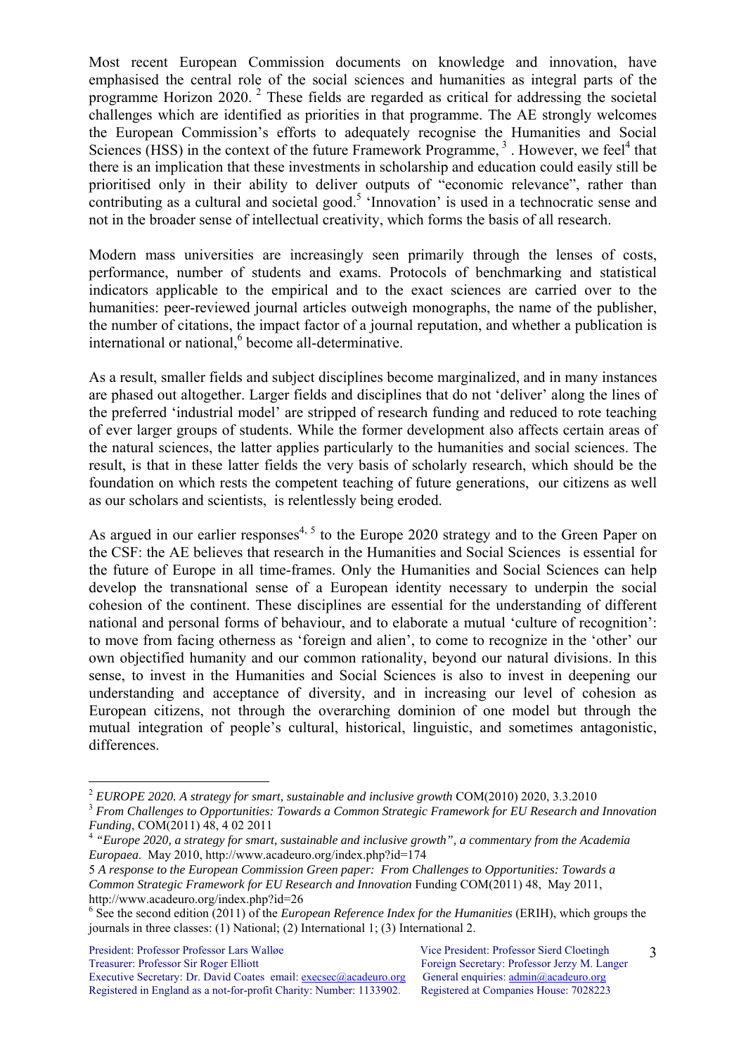Most recent European Commission documents on knowledge and innovation, have emphasised the central role of the social sciences and humanities as integral parts of the programme Horizon 2020. [2] These fields are regarded as critical for addressing the societal challenges which are identified as priorities in that programme. The AE strongly welcomes the European Commission's efforts to adequately recognise the Humanities and Social Sciences (HSS) in the context of the future Framework Programme, [3] . However, we feel[4] that there is an implication that these investments in scholarship and education could easily still be prioritised only in their ability to deliver outputs of "economic relevance", rather than contributing as a cultural and societal good.[5] 'Innovation' is used in a technocratic sense and not in the broader sense of intellectual creativity, which forms the basis of all research.

Modern mass universities are increasingly seen primarily through the lenses of costs, performance, number of students and exams. Protocols of benchmarking and statistical indicators applicable to the empirical and to the exact sciences are carried over to the humanities: peer-reviewed journal articles outweigh monographs, the name of the publisher, the number of citations, the impact factor of a journal reputation, and whether a publication is international or national,[6] become all-determinative.

As a result, smaller fields and subject disciplines become marginalized, and in many instances are phased out altogether. Larger fields and disciplines that do not 'deliver' along the lines of the preferred 'industrial model' are stripped of research funding and reduced to rote teaching of ever larger groups of students. While the former development also affects certain areas of the natural sciences, the latter applies particularly to the humanities and social sciences. The result, is that in these latter fields the very basis of scholarly research, which should be the foundation on which rests the competent teaching of future generations, our citizens as well as our scholars and scientists, is relentlessly being eroded.

As argued in our earlier responses[4, 5] to the Europe 2020 strategy and to the Green Paper on the CSF: the AE believes that research in the Humanities and Social Sciences is essential for the future of Europe in all time-frames. Only the Humanities and Social Sciences can help develop the transnational sense of a European identity necessary to underpin the social cohesion of the continent. These disciplines are essential for the understanding of different national and personal forms of behaviour, and to elaborate a mutual 'culture of recognition': to move from facing otherness as 'foreign and alien', to come to recognize in the 'other' our own objectified humanity and our common rationality, beyond our natural divisions. In this sense, to invest in the Humanities and Social Sciences is also to invest in deepening our understanding and acceptance of diversity, and in increasing our level of cohesion as European citizens, not through the overarching dominion of one model but through the mutual integration of people's cultural, historical, linguistic, and sometimes antagonistic, differences.

---

[2] *EUROPE 2020. A strategy for smart, sustainable and inclusive growth* COM(2010) 2020, 3.3.2010

[3] *From Challenges to Opportunities: Towards a Common Strategic Framework for EU Research and Innovation Funding*, COM(2011) 48, 4 02 2011

[4] *"Europe 2020, a strategy for smart, sustainable and inclusive growth", a commentary from the Academia Europaea*. May 2010, http://www.acadeuro.org/index.php?id=174

5 *A response to the European Commission Green paper: From Challenges to Opportunities: Towards a Common Strategic Framework for EU Research and Innovation* Funding COM(2011) 48, May 2011, http://www.acadeuro.org/index.php?id=26

[6] See the second edition (2011) of the *European Reference Index for the Humanities* (ERIH), which groups the journals in three classes: (1) National; (2) International 1; (3) International 2.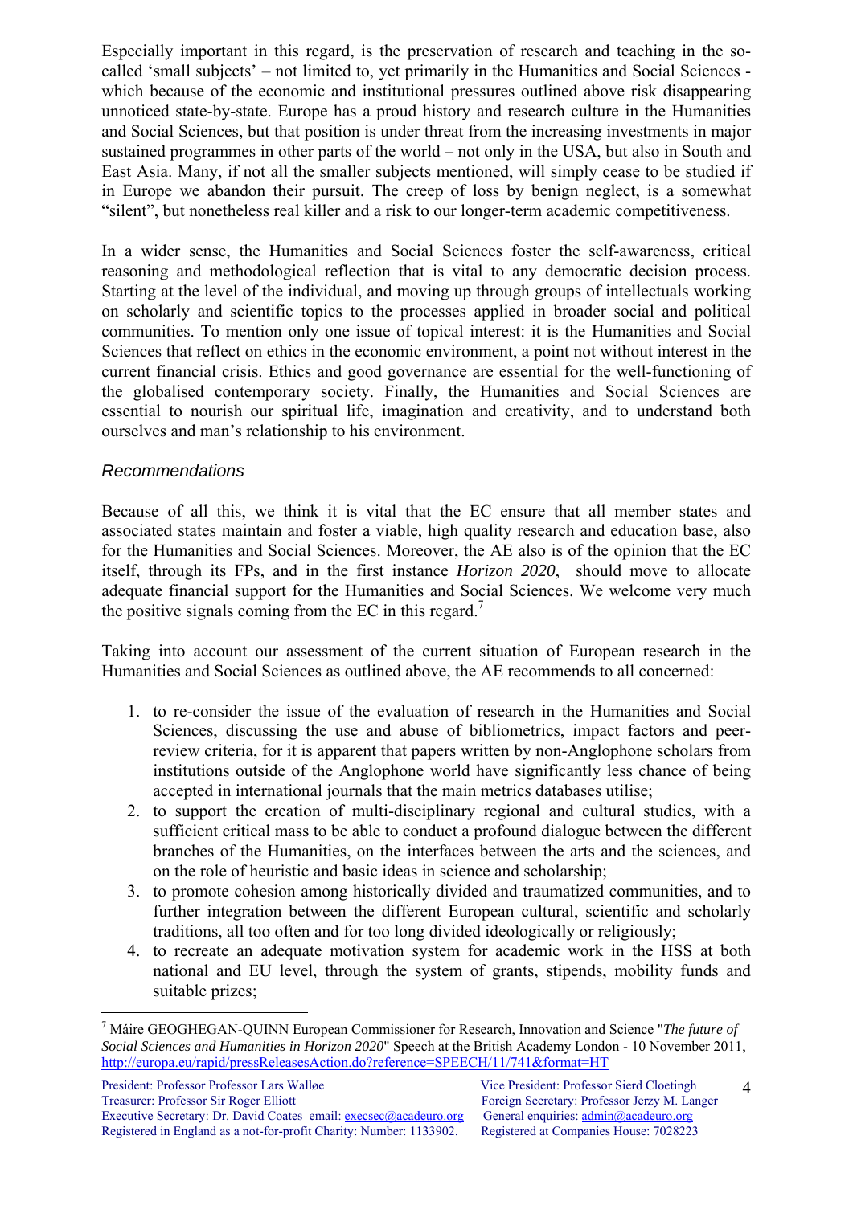Especially important in this regard, is the preservation of research and teaching in the so-called 'small subjects' – not limited to, yet primarily in the Humanities and Social Sciences - which because of the economic and institutional pressures outlined above risk disappearing unnoticed state-by-state. Europe has a proud history and research culture in the Humanities and Social Sciences, but that position is under threat from the increasing investments in major sustained programmes in other parts of the world – not only in the USA, but also in South and East Asia. Many, if not all the smaller subjects mentioned, will simply cease to be studied if in Europe we abandon their pursuit. The creep of loss by benign neglect, is a somewhat "silent", but nonetheless real killer and a risk to our longer-term academic competitiveness.

In a wider sense, the Humanities and Social Sciences foster the self-awareness, critical reasoning and methodological reflection that is vital to any democratic decision process. Starting at the level of the individual, and moving up through groups of intellectuals working on scholarly and scientific topics to the processes applied in broader social and political communities. To mention only one issue of topical interest: it is the Humanities and Social Sciences that reflect on ethics in the economic environment, a point not without interest in the current financial crisis. Ethics and good governance are essential for the well-functioning of the globalised contemporary society. Finally, the Humanities and Social Sciences are essential to nourish our spiritual life, imagination and creativity, and to understand both ourselves and man's relationship to his environment.

### *Recommendations*

Because of all this, we think it is vital that the EC ensure that all member states and associated states maintain and foster a viable, high quality research and education base, also for the Humanities and Social Sciences. Moreover, the AE also is of the opinion that the EC itself, through its FPs, and in the first instance *Horizon 2020*, should move to allocate adequate financial support for the Humanities and Social Sciences. We welcome very much the positive signals coming from the EC in this regard.[7]

Taking into account our assessment of the current situation of European research in the Humanities and Social Sciences as outlined above, the AE recommends to all concerned:

1. to re-consider the issue of the evaluation of research in the Humanities and Social Sciences, discussing the use and abuse of bibliometrics, impact factors and peer-review criteria, for it is apparent that papers written by non-Anglophone scholars from institutions outside of the Anglophone world have significantly less chance of being accepted in international journals that the main metrics databases utilise;
2. to support the creation of multi-disciplinary regional and cultural studies, with a sufficient critical mass to be able to conduct a profound dialogue between the different branches of the Humanities, on the interfaces between the arts and the sciences, and on the role of heuristic and basic ideas in science and scholarship;
3. to promote cohesion among historically divided and traumatized communities, and to further integration between the different European cultural, scientific and scholarly traditions, all too often and for too long divided ideologically or religiously;
4. to recreate an adequate motivation system for academic work in the HSS at both national and EU level, through the system of grants, stipends, mobility funds and suitable prizes;

---

[7] Máire GEOGHEGAN-QUINN European Commissioner for Research, Innovation and Science "*The future of Social Sciences and Humanities in Horizon 2020*" Speech at the British Academy London - 10 November 2011, http://europa.eu/rapid/pressReleasesAction.do?reference=SPEECH/11/741&format=HT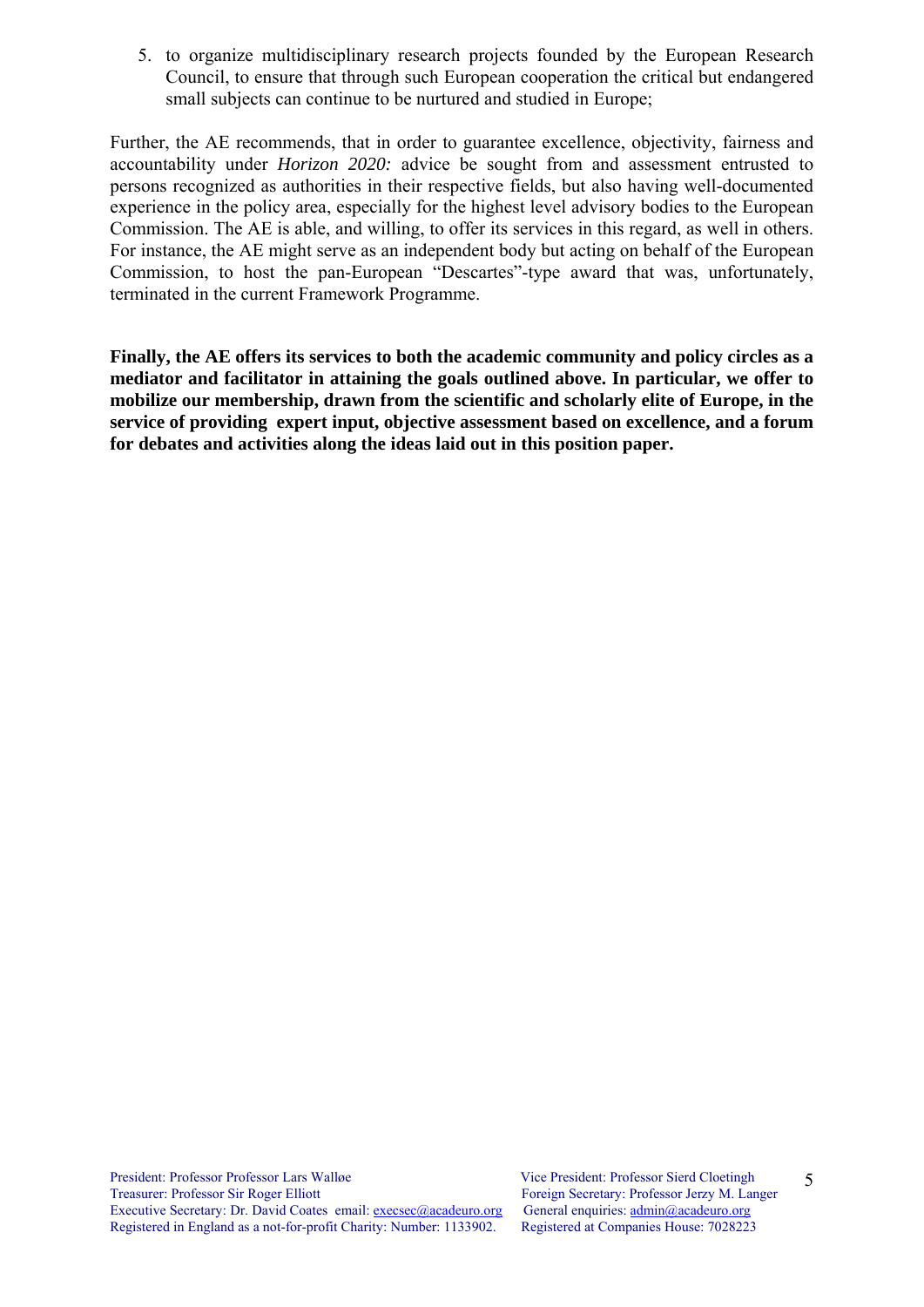5. to organize multidisciplinary research projects founded by the European Research Council, to ensure that through such European cooperation the critical but endangered small subjects can continue to be nurtured and studied in Europe;

Further, the AE recommends, that in order to guarantee excellence, objectivity, fairness and accountability under *Horizon 2020:* advice be sought from and assessment entrusted to persons recognized as authorities in their respective fields, but also having well-documented experience in the policy area, especially for the highest level advisory bodies to the European Commission. The AE is able, and willing, to offer its services in this regard, as well in others. For instance, the AE might serve as an independent body but acting on behalf of the European Commission, to host the pan-European "Descartes"-type award that was, unfortunately, terminated in the current Framework Programme.

**Finally, the AE offers its services to both the academic community and policy circles as a mediator and facilitator in attaining the goals outlined above. In particular, we offer to mobilize our membership, drawn from the scientific and scholarly elite of Europe, in the service of providing expert input, objective assessment based on excellence, and a forum for debates and activities along the ideas laid out in this position paper.**